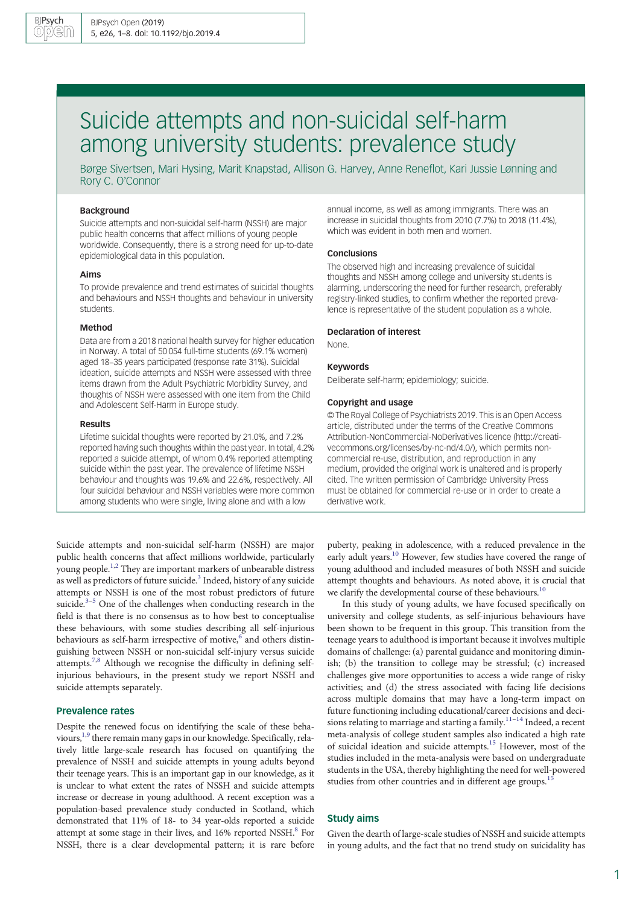# Suicide attempts and non-suicidal self-harm among university students: prevalence study

Børge Sivertsen, Mari Hysing, Marit Knapstad, Allison G. Harvey, Anne Reneflot, Kari Jussie Lønning and Rory C. O'Connor

### Background

Suicide attempts and non-suicidal self-harm (NSSH) are major public health concerns that affect millions of young people worldwide. Consequently, there is a strong need for up-to-date epidemiological data in this population.

### Aims

To provide prevalence and trend estimates of suicidal thoughts and behaviours and NSSH thoughts and behaviour in university students.

### Method

Data are from a 2018 national health survey for higher education in Norway. A total of 50 054 full-time students (69.1% women) aged 18–35 years participated (response rate 31%). Suicidal ideation, suicide attempts and NSSH were assessed with three items drawn from the Adult Psychiatric Morbidity Survey, and thoughts of NSSH were assessed with one item from the Child and Adolescent Self-Harm in Europe study.

### Results

Lifetime suicidal thoughts were reported by 21.0%, and 7.2% reported having such thoughts within the past year. In total, 4.2% reported a suicide attempt, of whom 0.4% reported attempting suicide within the past year. The prevalence of lifetime NSSH behaviour and thoughts was 19.6% and 22.6%, respectively. All four suicidal behaviour and NSSH variables were more common among students who were single, living alone and with a low annual income, as well as among immigrants. There was an increase in suicidal thoughts from 2010 (7.7%) to 2018 (11.4%), which was evident in both men and women.

### Conclusions

The observed high and increasing prevalence of suicidal thoughts and NSSH among college and university students is alarming, underscoring the need for further research, preferably registry-linked studies, to confirm whether the reported prevalence is representative of the student population as a whole.

### Declaration of interest

None.

### Keywords

Deliberate self-harm; epidemiology; suicide.

### Copyright and usage

© The Royal College of Psychiatrists 2019. This is an Open Access article, distributed under the terms of the Creative Commons Attribution-NonCommercial-NoDerivatives licence (http://creativecommons.org/licenses/by-nc-nd/4.0/), which permits non-commercial re-use, distribution, and reproduction in any medium, provided the original work is unaltered and is properly cited. The written permission of Cambridge University Press must be obtained for commercial re-use or in order to create a derivative work.

Suicide attempts and non-suicidal self-harm (NSSH) are major public health concerns that affect millions worldwide, particularly young people.[1,2] They are important markers of unbearable distress as well as predictors of future suicide.[3] Indeed, history of any suicide attempts or NSSH is one of the most robust predictors of future suicide.[3–5] One of the challenges when conducting research in the field is that there is no consensus as to how best to conceptualise these behaviours, with some studies describing all self-injurious behaviours as self-harm irrespective of motive,[6] and others distinguishing between NSSH or non-suicidal self-injury versus suicide attempts.[7,8] Although we recognise the difficulty in defining self-injurious behaviours, in the present study we report NSSH and suicide attempts separately.

## Prevalence rates

Despite the renewed focus on identifying the scale of these behaviours,[1,9] there remain many gaps in our knowledge. Specifically, relatively little large-scale research has focused on quantifying the prevalence of NSSH and suicide attempts in young adults beyond their teenage years. This is an important gap in our knowledge, as it is unclear to what extent the rates of NSSH and suicide attempts increase or decrease in young adulthood. A recent exception was a population-based prevalence study conducted in Scotland, which demonstrated that 11% of 18- to 34 year-olds reported a suicide attempt at some stage in their lives, and 16% reported NSSH.[8] For NSSH, there is a clear developmental pattern; it is rare before puberty, peaking in adolescence, with a reduced prevalence in the early adult years.[10] However, few studies have covered the range of young adulthood and included measures of both NSSH and suicide attempt thoughts and behaviours. As noted above, it is crucial that we clarify the developmental course of these behaviours.[10]

In this study of young adults, we have focused specifically on university and college students, as self-injurious behaviours have been shown to be frequent in this group. This transition from the teenage years to adulthood is important because it involves multiple domains of challenge: (a) parental guidance and monitoring diminish; (b) the transition to college may be stressful; (c) increased challenges give more opportunities to access a wide range of risky activities; and (d) the stress associated with facing life decisions across multiple domains that may have a long-term impact on future functioning including educational/career decisions and decisions relating to marriage and starting a family.[11–14] Indeed, a recent meta-analysis of college student samples also indicated a high rate of suicidal ideation and suicide attempts.[15] However, most of the studies included in the meta-analysis were based on undergraduate students in the USA, thereby highlighting the need for well-powered studies from other countries and in different age groups.[15]

## Study aims

Given the dearth of large-scale studies of NSSH and suicide attempts in young adults, and the fact that no trend study on suicidality has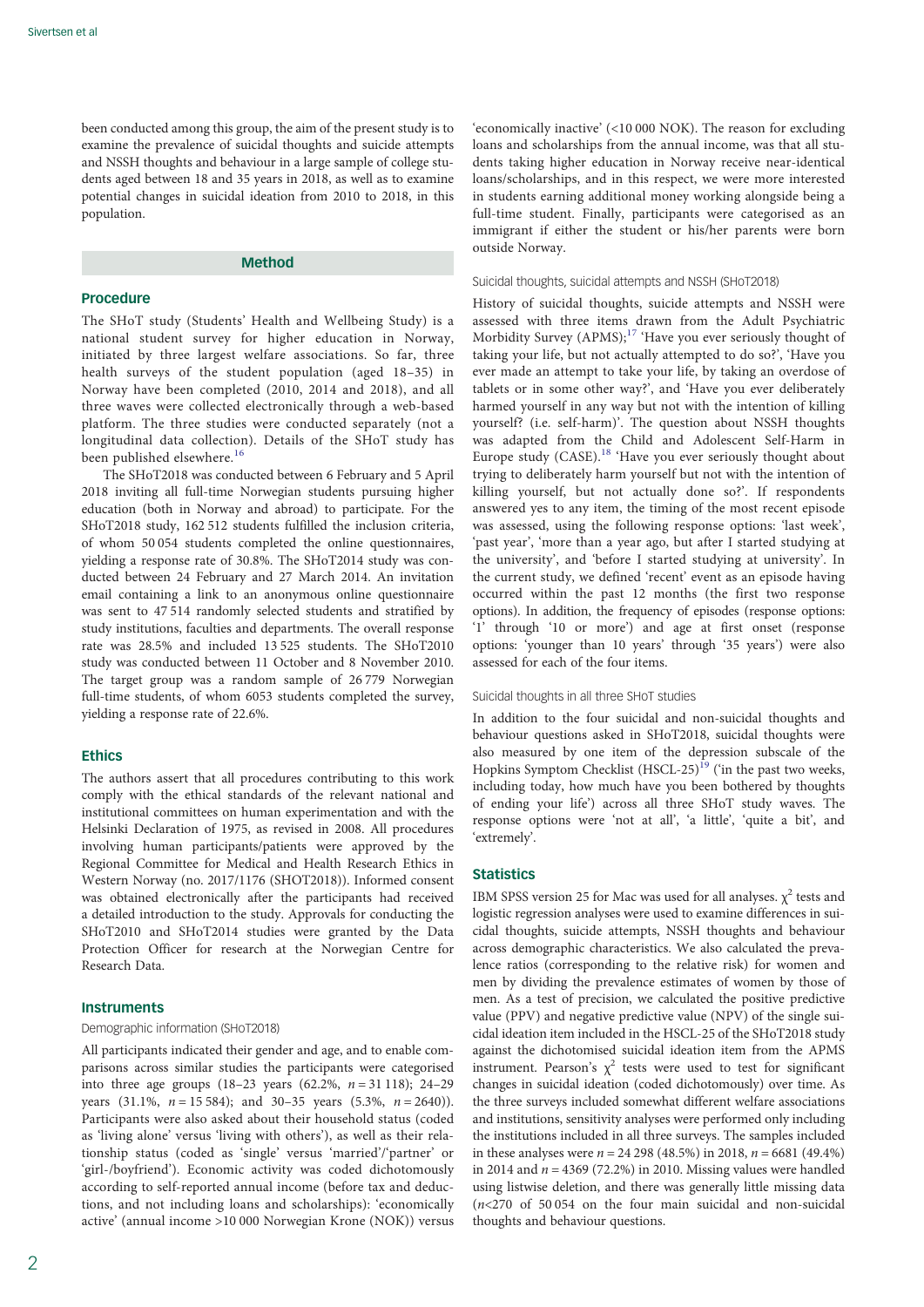been conducted among this group, the aim of the present study is to examine the prevalence of suicidal thoughts and suicide attempts and NSSH thoughts and behaviour in a large sample of college students aged between 18 and 35 years in 2018, as well as to examine potential changes in suicidal ideation from 2010 to 2018, in this population.

## Method

### Procedure

The SHoT study (Students' Health and Wellbeing Study) is a national student survey for higher education in Norway, initiated by three largest welfare associations. So far, three health surveys of the student population (aged 18–35) in Norway have been completed (2010, 2014 and 2018), and all three waves were collected electronically through a web-based platform. The three studies were conducted separately (not a longitudinal data collection). Details of the SHoT study has been published elsewhere.[16]

The SHoT2018 was conducted between 6 February and 5 April 2018 inviting all full-time Norwegian students pursuing higher education (both in Norway and abroad) to participate. For the SHoT2018 study, 162 512 students fulfilled the inclusion criteria, of whom 50 054 students completed the online questionnaires, yielding a response rate of 30.8%. The SHoT2014 study was conducted between 24 February and 27 March 2014. An invitation email containing a link to an anonymous online questionnaire was sent to 47 514 randomly selected students and stratified by study institutions, faculties and departments. The overall response rate was 28.5% and included 13 525 students. The SHoT2010 study was conducted between 11 October and 8 November 2010. The target group was a random sample of 26 779 Norwegian full-time students, of whom 6053 students completed the survey, yielding a response rate of 22.6%.

### Ethics

The authors assert that all procedures contributing to this work comply with the ethical standards of the relevant national and institutional committees on human experimentation and with the Helsinki Declaration of 1975, as revised in 2008. All procedures involving human participants/patients were approved by the Regional Committee for Medical and Health Research Ethics in Western Norway (no. 2017/1176 (SHOT2018)). Informed consent was obtained electronically after the participants had received a detailed introduction to the study. Approvals for conducting the SHoT2010 and SHoT2014 studies were granted by the Data Protection Officer for research at the Norwegian Centre for Research Data.

### Instruments

#### Demographic information (SHoT2018)

All participants indicated their gender and age, and to enable comparisons across similar studies the participants were categorised into three age groups (18–23 years (62.2%, $n = 31\,118$); 24–29 years (31.1%, $n = 15\,584$); and 30–35 years (5.3%, $n = 2640$)). Participants were also asked about their household status (coded as 'living alone' versus 'living with others'), as well as their relationship status (coded as 'single' versus 'married'/'partner' or 'girl-/boyfriend'). Economic activity was coded dichotomously according to self-reported annual income (before tax and deductions, and not including loans and scholarships): 'economically active' (annual income >10 000 Norwegian Krone (NOK)) versus 'economically inactive' (<10 000 NOK). The reason for excluding loans and scholarships from the annual income, was that all students taking higher education in Norway receive near-identical loans/scholarships, and in this respect, we were more interested in students earning additional money working alongside being a full-time student. Finally, participants were categorised as an immigrant if either the student or his/her parents were born outside Norway.

#### Suicidal thoughts, suicidal attempts and NSSH (SHoT2018)

History of suicidal thoughts, suicide attempts and NSSH were assessed with three items drawn from the Adult Psychiatric Morbidity Survey (APMS);[17] 'Have you ever seriously thought of taking your life, but not actually attempted to do so?', 'Have you ever made an attempt to take your life, by taking an overdose of tablets or in some other way?', and 'Have you ever deliberately harmed yourself in any way but not with the intention of killing yourself? (i.e. self-harm)'. The question about NSSH thoughts was adapted from the Child and Adolescent Self-Harm in Europe study (CASE).[18] 'Have you ever seriously thought about trying to deliberately harm yourself but not with the intention of killing yourself, but not actually done so?'. If respondents answered yes to any item, the timing of the most recent episode was assessed, using the following response options: 'last week', 'past year', 'more than a year ago, but after I started studying at the university', and 'before I started studying at university'. In the current study, we defined 'recent' event as an episode having occurred within the past 12 months (the first two response options). In addition, the frequency of episodes (response options: '1' through '10 or more') and age at first onset (response options: 'younger than 10 years' through '35 years') were also assessed for each of the four items.

#### Suicidal thoughts in all three SHoT studies

In addition to the four suicidal and non-suicidal thoughts and behaviour questions asked in SHoT2018, suicidal thoughts were also measured by one item of the depression subscale of the Hopkins Symptom Checklist (HSCL-25)[19] ('in the past two weeks, including today, how much have you been bothered by thoughts of ending your life') across all three SHoT study waves. The response options were 'not at all', 'a little', 'quite a bit', and 'extremely'.

### Statistics

IBM SPSS version 25 for Mac was used for all analyses. $\chi^2$ tests and logistic regression analyses were used to examine differences in suicidal thoughts, suicide attempts, NSSH thoughts and behaviour across demographic characteristics. We also calculated the prevalence ratios (corresponding to the relative risk) for women and men by dividing the prevalence estimates of women by those of men. As a test of precision, we calculated the positive predictive value (PPV) and negative predictive value (NPV) of the single suicidal ideation item included in the HSCL-25 of the SHoT2018 study against the dichotomised suicidal ideation item from the APMS instrument. Pearson's $\chi^2$ tests were used to test for significant changes in suicidal ideation (coded dichotomously) over time. As the three surveys included somewhat different welfare associations and institutions, sensitivity analyses were performed only including the institutions included in all three surveys. The samples included in these analyses were $n = 24\,298$ (48.5%) in 2018, $n = 6681$ (49.4%) in 2014 and $n = 4369$ (72.2%) in 2010. Missing values were handled using listwise deletion, and there was generally little missing data ($n$<270 of 50 054 on the four main suicidal and non-suicidal thoughts and behaviour questions.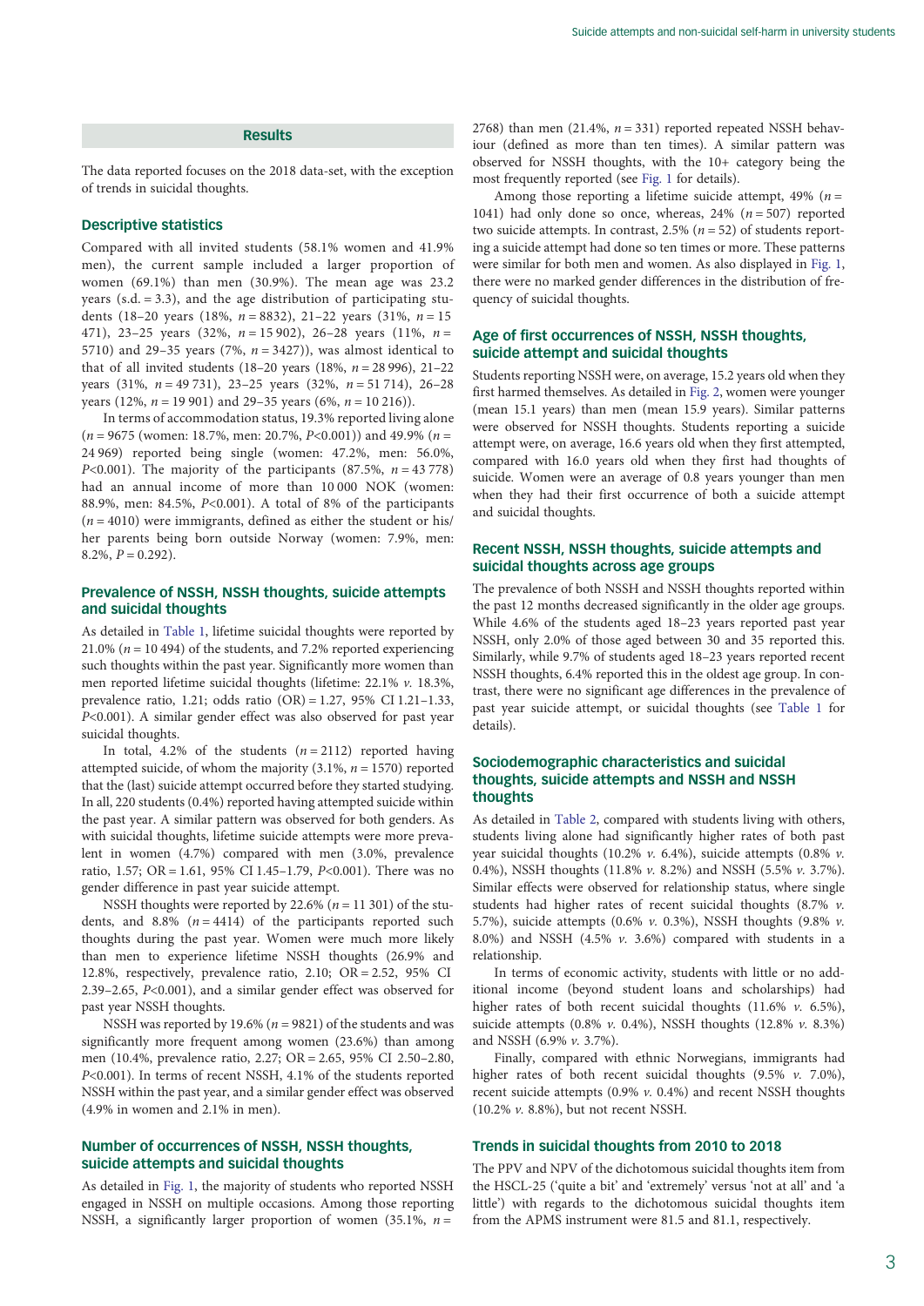## Results

The data reported focuses on the 2018 data-set, with the exception of trends in suicidal thoughts.

### Descriptive statistics

Compared with all invited students (58.1% women and 41.9% men), the current sample included a larger proportion of women (69.1%) than men (30.9%). The mean age was 23.2 years (s.d. = 3.3), and the age distribution of participating students (18–20 years (18%, *n* = 8832), 21–22 years (31%, *n* = 15 471), 23–25 years (32%, *n* = 15 902), 26–28 years (11%, *n* = 5710) and 29–35 years (7%, *n* = 3427)), was almost identical to that of all invited students (18–20 years (18%, *n* = 28 996), 21–22 years (31%, *n* = 49 731), 23–25 years (32%, *n* = 51 714), 26–28 years (12%, *n* = 19 901) and 29–35 years (6%, *n* = 10 216)).

In terms of accommodation status, 19.3% reported living alone (*n* = 9675 (women: 18.7%, men: 20.7%, *P*<0.001)) and 49.9% (*n* = 24 969) reported being single (women: 47.2%, men: 56.0%, *P*<0.001). The majority of the participants (87.5%, *n* = 43 778) had an annual income of more than 10 000 NOK (women: 88.9%, men: 84.5%, *P*<0.001). A total of 8% of the participants (*n* = 4010) were immigrants, defined as either the student or his/her parents being born outside Norway (women: 7.9%, men: 8.2%, *P* = 0.292).

### Prevalence of NSSH, NSSH thoughts, suicide attempts and suicidal thoughts

As detailed in Table 1, lifetime suicidal thoughts were reported by 21.0% (*n* = 10 494) of the students, and 7.2% reported experiencing such thoughts within the past year. Significantly more women than men reported lifetime suicidal thoughts (lifetime: 22.1% *v.* 18.3%, prevalence ratio, 1.21; odds ratio (OR) = 1.27, 95% CI 1.21–1.33, *P*<0.001). A similar gender effect was also observed for past year suicidal thoughts.

In total, 4.2% of the students (*n* = 2112) reported having attempted suicide, of whom the majority (3.1%, *n* = 1570) reported that the (last) suicide attempt occurred before they started studying. In all, 220 students (0.4%) reported having attempted suicide within the past year. A similar pattern was observed for both genders. As with suicidal thoughts, lifetime suicide attempts were more prevalent in women (4.7%) compared with men (3.0%, prevalence ratio, 1.57; OR = 1.61, 95% CI 1.45–1.79, *P*<0.001). There was no gender difference in past year suicide attempt.

NSSH thoughts were reported by 22.6% (*n* = 11 301) of the students, and 8.8% (*n* = 4414) of the participants reported such thoughts during the past year. Women were much more likely than men to experience lifetime NSSH thoughts (26.9% and 12.8%, respectively, prevalence ratio, 2.10; OR = 2.52, 95% CI 2.39–2.65, *P*<0.001), and a similar gender effect was observed for past year NSSH thoughts.

NSSH was reported by 19.6% (*n* = 9821) of the students and was significantly more frequent among women (23.6%) than among men (10.4%, prevalence ratio, 2.27; OR = 2.65, 95% CI 2.50–2.80, *P*<0.001). In terms of recent NSSH, 4.1% of the students reported NSSH within the past year, and a similar gender effect was observed (4.9% in women and 2.1% in men).

### Number of occurrences of NSSH, NSSH thoughts, suicide attempts and suicidal thoughts

As detailed in Fig. 1, the majority of students who reported NSSH engaged in NSSH on multiple occasions. Among those reporting NSSH, a significantly larger proportion of women (35.1%, *n* = 2768) than men (21.4%, *n* = 331) reported repeated NSSH behaviour (defined as more than ten times). A similar pattern was observed for NSSH thoughts, with the 10+ category being the most frequently reported (see Fig. 1 for details).

Among those reporting a lifetime suicide attempt, 49% (*n* = 1041) had only done so once, whereas, 24% (*n* = 507) reported two suicide attempts. In contrast, 2.5% (*n* = 52) of students reporting a suicide attempt had done so ten times or more. These patterns were similar for both men and women. As also displayed in Fig. 1, there were no marked gender differences in the distribution of frequency of suicidal thoughts.

### Age of first occurrences of NSSH, NSSH thoughts, suicide attempt and suicidal thoughts

Students reporting NSSH were, on average, 15.2 years old when they first harmed themselves. As detailed in Fig. 2, women were younger (mean 15.1 years) than men (mean 15.9 years). Similar patterns were observed for NSSH thoughts. Students reporting a suicide attempt were, on average, 16.6 years old when they first attempted, compared with 16.0 years old when they first had thoughts of suicide. Women were an average of 0.8 years younger than men when they had their first occurrence of both a suicide attempt and suicidal thoughts.

### Recent NSSH, NSSH thoughts, suicide attempts and suicidal thoughts across age groups

The prevalence of both NSSH and NSSH thoughts reported within the past 12 months decreased significantly in the older age groups. While 4.6% of the students aged 18–23 years reported past year NSSH, only 2.0% of those aged between 30 and 35 reported this. Similarly, while 9.7% of students aged 18–23 years reported recent NSSH thoughts, 6.4% reported this in the oldest age group. In contrast, there were no significant age differences in the prevalence of past year suicide attempt, or suicidal thoughts (see Table 1 for details).

### Sociodemographic characteristics and suicidal thoughts, suicide attempts and NSSH and NSSH thoughts

As detailed in Table 2, compared with students living with others, students living alone had significantly higher rates of both past year suicidal thoughts (10.2% *v.* 6.4%), suicide attempts (0.8% *v.* 0.4%), NSSH thoughts (11.8% *v.* 8.2%) and NSSH (5.5% *v.* 3.7%). Similar effects were observed for relationship status, where single students had higher rates of recent suicidal thoughts (8.7% *v.* 5.7%), suicide attempts (0.6% *v.* 0.3%), NSSH thoughts (9.8% *v.* 8.0%) and NSSH (4.5% *v.* 3.6%) compared with students in a relationship.

In terms of economic activity, students with little or no additional income (beyond student loans and scholarships) had higher rates of both recent suicidal thoughts (11.6% *v.* 6.5%), suicide attempts (0.8% *v.* 0.4%), NSSH thoughts (12.8% *v.* 8.3%) and NSSH (6.9% *v.* 3.7%).

Finally, compared with ethnic Norwegians, immigrants had higher rates of both recent suicidal thoughts (9.5% *v.* 7.0%), recent suicide attempts (0.9% *v.* 0.4%) and recent NSSH thoughts (10.2% *v.* 8.8%), but not recent NSSH.

### Trends in suicidal thoughts from 2010 to 2018

The PPV and NPV of the dichotomous suicidal thoughts item from the HSCL-25 ('quite a bit' and 'extremely' versus 'not at all' and 'a little') with regards to the dichotomous suicidal thoughts item from the APMS instrument were 81.5 and 81.1, respectively.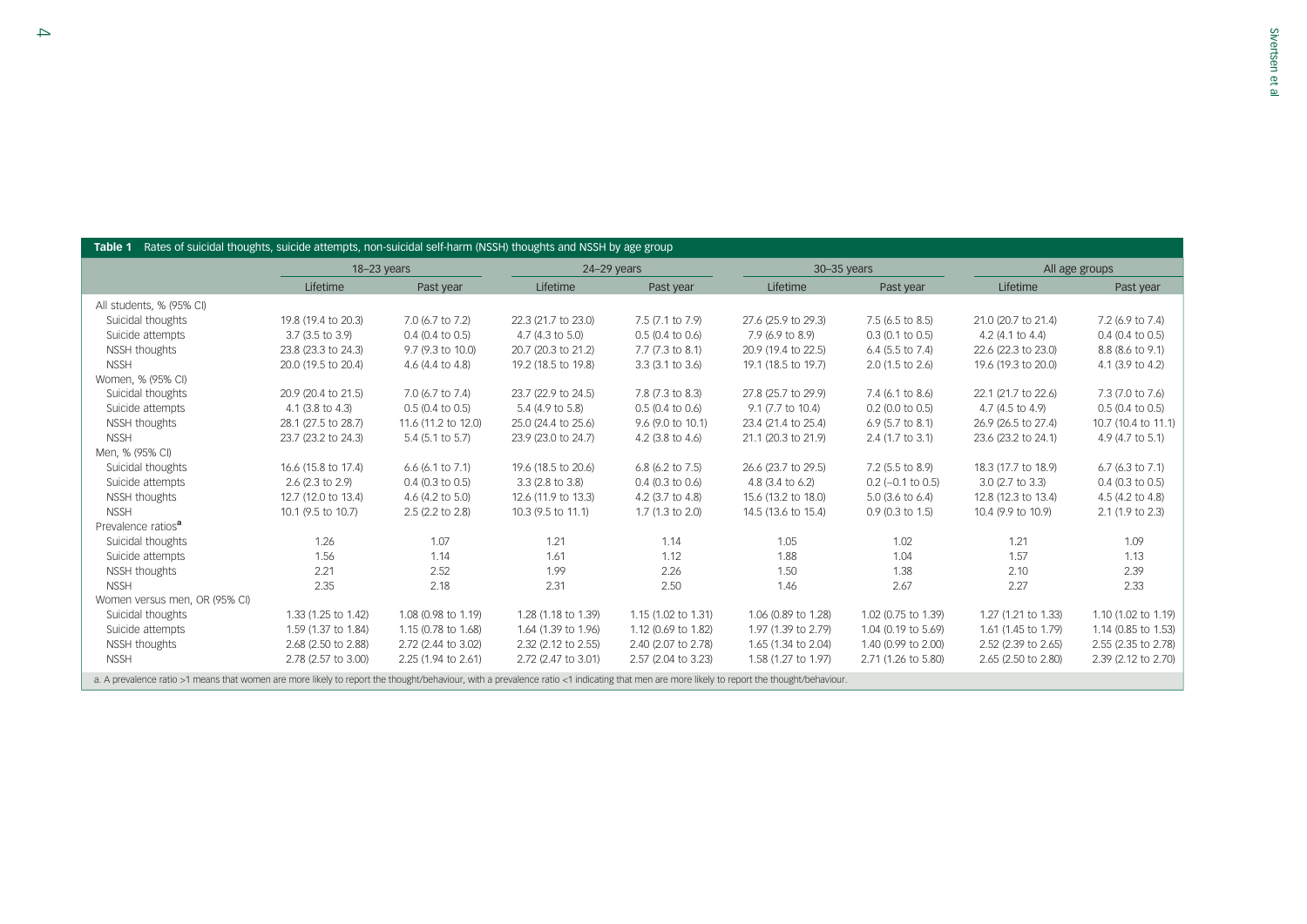**Table 1** Rates of suicidal thoughts, suicide attempts, non-suicidal self-harm (NSSH) thoughts and NSSH by age group

| | 18–23 years | | 24–29 years | | 30–35 years | | All age groups | |
|---|---|---|---|---|---|---|---|---|
| | Lifetime | Past year | Lifetime | Past year | Lifetime | Past year | Lifetime | Past year |
| All students, % (95% CI) | | | | | | | | |
| Suicidal thoughts | 19.8 (19.4 to 20.3) | 7.0 (6.7 to 7.2) | 22.3 (21.7 to 23.0) | 7.5 (7.1 to 7.9) | 27.6 (25.9 to 29.3) | 7.5 (6.5 to 8.5) | 21.0 (20.7 to 21.4) | 7.2 (6.9 to 7.4) |
| Suicide attempts | 3.7 (3.5 to 3.9) | 0.4 (0.4 to 0.5) | 4.7 (4.3 to 5.0) | 0.5 (0.4 to 0.6) | 7.9 (6.9 to 8.9) | 0.3 (0.1 to 0.5) | 4.2 (4.1 to 4.4) | 0.4 (0.4 to 0.5) |
| NSSH thoughts | 23.8 (23.3 to 24.3) | 9.7 (9.3 to 10.0) | 20.7 (20.3 to 21.2) | 7.7 (7.3 to 8.1) | 20.9 (19.4 to 22.5) | 6.4 (5.5 to 7.4) | 22.6 (22.3 to 23.0) | 8.8 (8.6 to 9.1) |
| NSSH | 20.0 (19.5 to 20.4) | 4.6 (4.4 to 4.8) | 19.2 (18.5 to 19.8) | 3.3 (3.1 to 3.6) | 19.1 (18.5 to 19.7) | 2.0 (1.5 to 2.6) | 19.6 (19.3 to 20.0) | 4.1 (3.9 to 4.2) |
| Women, % (95% CI) | | | | | | | | |
| Suicidal thoughts | 20.9 (20.4 to 21.5) | 7.0 (6.7 to 7.4) | 23.7 (22.9 to 24.5) | 7.8 (7.3 to 8.3) | 27.8 (25.7 to 29.9) | 7.4 (6.1 to 8.6) | 22.1 (21.7 to 22.6) | 7.3 (7.0 to 7.6) |
| Suicide attempts | 4.1 (3.8 to 4.3) | 0.5 (0.4 to 0.5) | 5.4 (4.9 to 5.8) | 0.5 (0.4 to 0.6) | 9.1 (7.7 to 10.4) | 0.2 (0.0 to 0.5) | 4.7 (4.5 to 4.9) | 0.5 (0.4 to 0.5) |
| NSSH thoughts | 28.1 (27.5 to 28.7) | 11.6 (11.2 to 12.0) | 25.0 (24.4 to 25.6) | 9.6 (9.0 to 10.1) | 23.4 (21.4 to 25.4) | 6.9 (5.7 to 8.1) | 26.9 (26.5 to 27.4) | 10.7 (10.4 to 11.1) |
| NSSH | 23.7 (23.2 to 24.3) | 5.4 (5.1 to 5.7) | 23.9 (23.0 to 24.7) | 4.2 (3.8 to 4.6) | 21.1 (20.3 to 21.9) | 2.4 (1.7 to 3.1) | 23.6 (23.2 to 24.1) | 4.9 (4.7 to 5.1) |
| Men, % (95% CI) | | | | | | | | |
| Suicidal thoughts | 16.6 (15.8 to 17.4) | 6.6 (6.1 to 7.1) | 19.6 (18.5 to 20.6) | 6.8 (6.2 to 7.5) | 26.6 (23.7 to 29.5) | 7.2 (5.5 to 8.9) | 18.3 (17.7 to 18.9) | 6.7 (6.3 to 7.1) |
| Suicide attempts | 2.6 (2.3 to 2.9) | 0.4 (0.3 to 0.5) | 3.3 (2.8 to 3.8) | 0.4 (0.3 to 0.6) | 4.8 (3.4 to 6.2) | 0.2 (−0.1 to 0.5) | 3.0 (2.7 to 3.3) | 0.4 (0.3 to 0.5) |
| NSSH thoughts | 12.7 (12.0 to 13.4) | 4.6 (4.2 to 5.0) | 12.6 (11.9 to 13.3) | 4.2 (3.7 to 4.8) | 15.6 (13.2 to 18.0) | 5.0 (3.6 to 6.4) | 12.8 (12.3 to 13.4) | 4.5 (4.2 to 4.8) |
| NSSH | 10.1 (9.5 to 10.7) | 2.5 (2.2 to 2.8) | 10.3 (9.5 to 11.1) | 1.7 (1.3 to 2.0) | 14.5 (13.6 to 15.4) | 0.9 (0.3 to 1.5) | 10.4 (9.9 to 10.9) | 2.1 (1.9 to 2.3) |
| Prevalence ratios[a] | | | | | | | | |
| Suicidal thoughts | 1.26 | 1.07 | 1.21 | 1.14 | 1.05 | 1.02 | 1.21 | 1.09 |
| Suicide attempts | 1.56 | 1.14 | 1.61 | 1.12 | 1.88 | 1.04 | 1.57 | 1.13 |
| NSSH thoughts | 2.21 | 2.52 | 1.99 | 2.26 | 1.50 | 1.38 | 2.10 | 2.39 |
| NSSH | 2.35 | 2.18 | 2.31 | 2.50 | 1.46 | 2.67 | 2.27 | 2.33 |
| Women versus men, OR (95% CI) | | | | | | | | |
| Suicidal thoughts | 1.33 (1.25 to 1.42) | 1.08 (0.98 to 1.19) | 1.28 (1.18 to 1.39) | 1.15 (1.02 to 1.31) | 1.06 (0.89 to 1.28) | 1.02 (0.75 to 1.39) | 1.27 (1.21 to 1.33) | 1.10 (1.02 to 1.19) |
| Suicide attempts | 1.59 (1.37 to 1.84) | 1.15 (0.78 to 1.68) | 1.64 (1.39 to 1.96) | 1.12 (0.69 to 1.82) | 1.97 (1.39 to 2.79) | 1.04 (0.19 to 5.69) | 1.61 (1.45 to 1.79) | 1.14 (0.85 to 1.53) |
| NSSH thoughts | 2.68 (2.50 to 2.88) | 2.72 (2.44 to 3.02) | 2.32 (2.12 to 2.55) | 2.40 (2.07 to 2.78) | 1.65 (1.34 to 2.04) | 1.40 (0.99 to 2.00) | 2.52 (2.39 to 2.65) | 2.55 (2.35 to 2.78) |
| NSSH | 2.78 (2.57 to 3.00) | 2.25 (1.94 to 2.61) | 2.72 (2.47 to 3.01) | 2.57 (2.04 to 3.23) | 1.58 (1.27 to 1.97) | 2.71 (1.26 to 5.80) | 2.65 (2.50 to 2.80) | 2.39 (2.12 to 2.70) |

a. A prevalence ratio >1 means that women are more likely to report the thought/behaviour, with a prevalence ratio <1 indicating that men are more likely to report the thought/behaviour.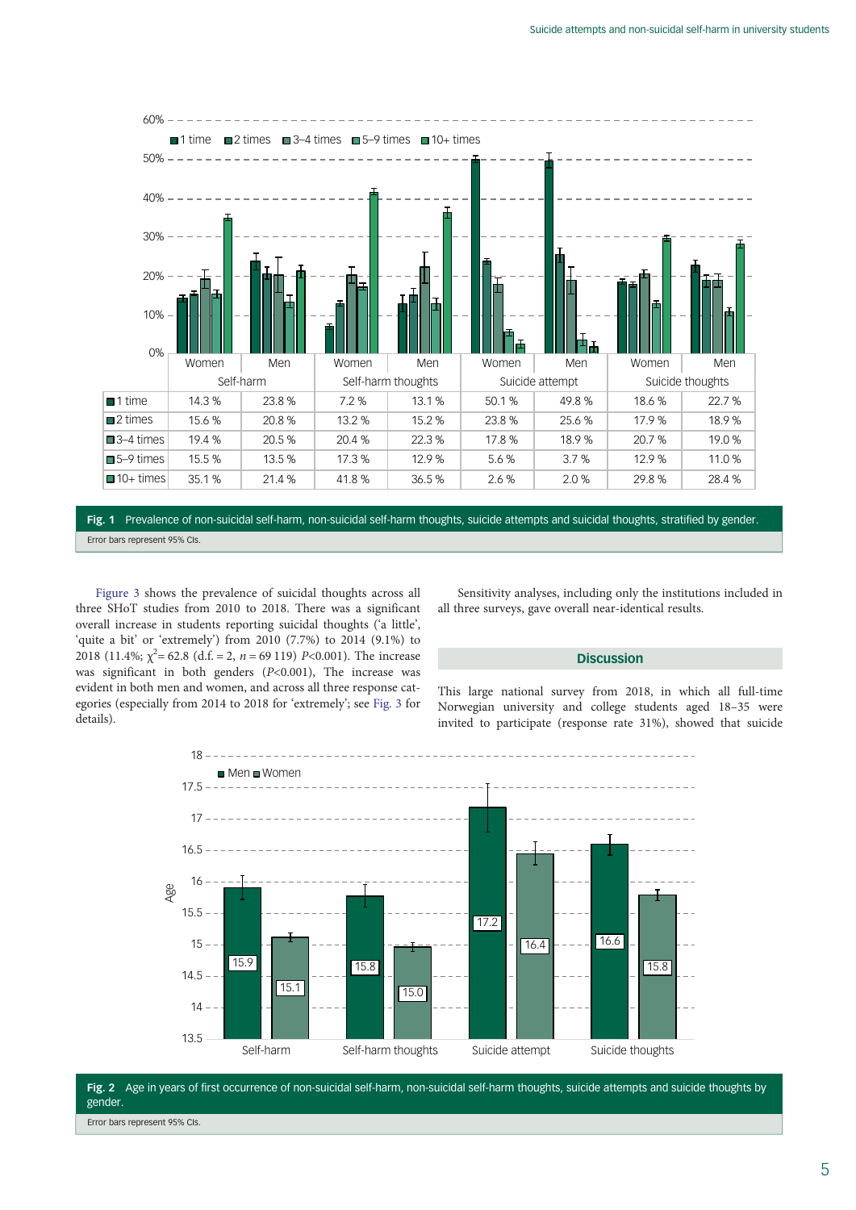| | Self-harm | | Self-harm thoughts | | Suicide attempt | | Suicide thoughts | |
|---|---|---|---|---|---|---|---|---|
| | Women | Men | Women | Men | Women | Men | Women | Men |
| 1 time | 14.3 % | 23.8 % | 7.2 % | 13.1 % | 50.1 % | 49.8 % | 18.6 % | 22.7 % |
| 2 times | 15.6 % | 20.8 % | 13.2 % | 15.2 % | 23.8 % | 25.6 % | 17.9 % | 18.9 % |
| 3–4 times | 19.4 % | 20.5 % | 20.4 % | 22.3 % | 17.8 % | 18.9 % | 20.7 % | 19.0 % |
| 5–9 times | 15.5 % | 13.5 % | 17.3 % | 12.9 % | 5.6 % | 3.7 % | 12.9 % | 11.0 % |
| 10+ times | 35.1 % | 21.4 % | 41.8 % | 36.5 % | 2.6 % | 2.0 % | 29.8 % | 28.4 % |

**Fig. 1** Prevalence of non-suicidal self-harm, non-suicidal self-harm thoughts, suicide attempts and suicidal thoughts, stratified by gender.

Error bars represent 95% CIs.

Figure 3 shows the prevalence of suicidal thoughts across all three SHoT studies from 2010 to 2018. There was a significant overall increase in students reporting suicidal thoughts ('a little', 'quite a bit' or 'extremely') from 2010 (7.7%) to 2014 (9.1%) to 2018 (11.4%; $\chi^2 = 62.8$ (d.f. = 2, $n = 69\,119$) $P<0.001$). The increase was significant in both genders ($P<0.001$), The increase was evident in both men and women, and across all three response categories (especially from 2014 to 2018 for 'extremely'; see Fig. 3 for details).

Sensitivity analyses, including only the institutions included in all three surveys, gave overall near-identical results.

## Discussion

This large national survey from 2018, in which all full-time Norwegian university and college students aged 18–35 were invited to participate (response rate 31%), showed that suicide

| | Self-harm | Self-harm thoughts | Suicide attempt | Suicide thoughts |
|---|---|---|---|---|
| Men | 15.9 | 15.8 | 17.2 | 16.6 |
| Women | 15.1 | 15.0 | 16.4 | 15.8 |

**Fig. 2** Age in years of first occurrence of non-suicidal self-harm, non-suicidal self-harm thoughts, suicide attempts and suicide thoughts by gender.

Error bars represent 95% CIs.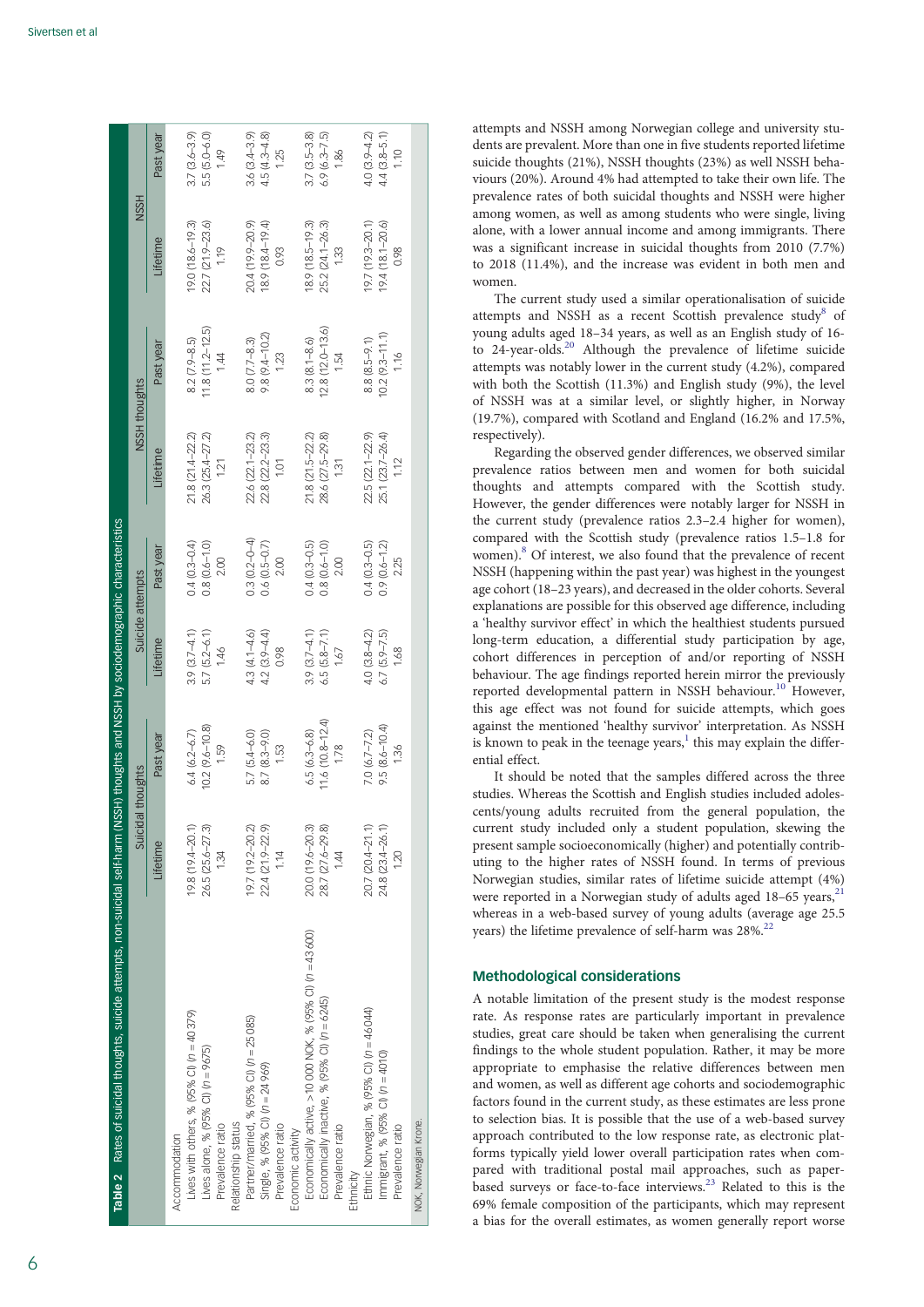**Table 2** Rates of suicidal thoughts, suicide attempts, non-suicidal self-harm (NSSH) thoughts and NSSH by sociodemographic characteristics

| | Suicidal thoughts | | Suicide attempts | | NSSH thoughts | | NSSH | |
|---|---|---|---|---|---|---|---|---|
| | Lifetime | Past year | Lifetime | Past year | Lifetime | Past year | Lifetime | Past year |
| Accommodation | | | | | | | | |
| Lives with others, % (95% CI) (*n* = 40 379) | 19.8 (19.4–20.1) | 6.4 (6.2–6.7) | 3.9 (3.7–4.1) | 0.4 (0.3–0.4) | 21.8 (21.4–22.2) | 8.2 (7.9–8.5) | 19.0 (18.6–19.3) | 3.7 (3.6–3.9) |
| Lives alone, % (95% CI) (*n* = 9675) | 26.5 (25.6–27.3) | 10.2 (9.6–10.8) | 5.7 (5.2–6.1) | 0.8 (0.6–1.0) | 26.3 (25.4–27.2) | 11.8 (11.2–12.5) | 22.7 (21.9–23.6) | 5.5 (5.0–6.0) |
| Prevalence ratio | 1.34 | 1.59 | 1.46 | 2.00 | 1.21 | 1.44 | 1.19 | 1.49 |
| Relationship status | | | | | | | | |
| Partner/married, % (95% CI) (*n* = 25 085) | 19.7 (19.2–20.2) | 5.7 (5.4–6.0) | 4.3 (4.1–4.6) | 0.3 (0.2–0–4) | 22.6 (22.1–23.2) | 8.0 (7.7–8.3) | 20.4 (19.9–20.9) | 3.6 (3.4–3.9) |
| Single, % (95% CI) (*n* = 24 969) | 22.4 (21.9–22.9) | 8.7 (8.3–9.0) | 4.2 (3.9–4.4) | 0.6 (0.5–0.7) | 22.8 (22.2–23.3) | 9.8 (9.4–10.2) | 18.9 (18.4–19.4) | 4.5 (4.3–4.8) |
| Prevalence ratio | 1.14 | 1.53 | 0.98 | 2.00 | 1.01 | 1.23 | 0.93 | 1.25 |
| Economic activity | | | | | | | | |
| Economically active, >10 000 NOK, % (95% CI) (*n* = 43 600) | 20.0 (19.6–20.3) | 6.5 (6.3–6.8) | 3.9 (3.7–4.1) | 0.4 (0.3–0.5) | 21.8 (21.5–22.2) | 8.3 (8.1–8.6) | 18.9 (18.5–19.3) | 3.7 (3.5–3.8) |
| Economically inactive, % (95% CI) (*n* = 6245) | 28.7 (27.6–29.8) | 11.6 (10.8–12.4) | 6.5 (5.8–7.1) | 0.8 (0.6–1.0) | 28.6 (27.5–29.8) | 12.8 (12.0–13.6) | 25.2 (24.1–26.3) | 6.9 (6.3–7.5) |
| Prevalence ratio | 1.44 | 1.78 | 1.67 | 2.00 | 1.31 | 1.54 | 1.33 | 1.86 |
| Ethnicity | | | | | | | | |
| Ethnic Norwegian, % (95% CI) (*n* = 46 044) | 20.7 (20.4–21.1) | 7.0 (6.7–7.2) | 4.0 (3.8–4.2) | 0.4 (0.3–0.5) | 22.5 (22.1–22.9) | 8.8 (8.5–9.1) | 19.7 (19.3–20.1) | 4.0 (3.9–4.2) |
| Immigrant, % (95% CI) (*n* = 4010) | 24.8 (23.4–26.1) | 9.5 (8.6–10.4) | 6.7 (5.9–7.5) | 0.9 (0.6–1.2) | 25.1 (23.7–26.4) | 10.2 (9.3–11.1) | 19.4 (18.1–20.6) | 4.4 (3.8–5.1) |
| Prevalence ratio | 1.20 | 1.36 | 1.68 | 2.25 | 1.12 | 1.16 | 0.98 | 1.10 |

NOK, Norwegian Krone.

attempts and NSSH among Norwegian college and university students are prevalent. More than one in five students reported lifetime suicide thoughts (21%), NSSH thoughts (23%) as well NSSH behaviours (20%). Around 4% had attempted to take their own life. The prevalence rates of both suicidal thoughts and NSSH were higher among women, as well as among students who were single, living alone, with a lower annual income and among immigrants. There was a significant increase in suicidal thoughts from 2010 (7.7%) to 2018 (11.4%), and the increase was evident in both men and women.

The current study used a similar operationalisation of suicide attempts and NSSH as a recent Scottish prevalence study[8] of young adults aged 18–34 years, as well as an English study of 16- to 24-year-olds.[20] Although the prevalence of lifetime suicide attempts was notably lower in the current study (4.2%), compared with both the Scottish (11.3%) and English study (9%), the level of NSSH was at a similar level, or slightly higher, in Norway (19.7%), compared with Scotland and England (16.2% and 17.5%, respectively).

Regarding the observed gender differences, we observed similar prevalence ratios between men and women for both suicidal thoughts and attempts compared with the Scottish study. However, the gender differences were notably larger for NSSH in the current study (prevalence ratios 2.3–2.4 higher for women), compared with the Scottish study (prevalence ratios 1.5–1.8 for women).[8] Of interest, we also found that the prevalence of recent NSSH (happening within the past year) was highest in the youngest age cohort (18–23 years), and decreased in the older cohorts. Several explanations are possible for this observed age difference, including a 'healthy survivor effect' in which the healthiest students pursued long-term education, a differential study participation by age, cohort differences in perception of and/or reporting of NSSH behaviour. The age findings reported herein mirror the previously reported developmental pattern in NSSH behaviour.[10] However, this age effect was not found for suicide attempts, which goes against the mentioned 'healthy survivor' interpretation. As NSSH is known to peak in the teenage years,[1] this may explain the differential effect.

It should be noted that the samples differed across the three studies. Whereas the Scottish and English studies included adolescents/young adults recruited from the general population, the current study included only a student population, skewing the present sample socioeconomically (higher) and potentially contributing to the higher rates of NSSH found. In terms of previous Norwegian studies, similar rates of lifetime suicide attempt (4%) were reported in a Norwegian study of adults aged 18–65 years,[21] whereas in a web-based survey of young adults (average age 25.5 years) the lifetime prevalence of self-harm was 28%.[22]

## Methodological considerations

A notable limitation of the present study is the modest response rate. As response rates are particularly important in prevalence studies, great care should be taken when generalising the current findings to the whole student population. Rather, it may be more appropriate to emphasise the relative differences between men and women, as well as different age cohorts and sociodemographic factors found in the current study, as these estimates are less prone to selection bias. It is possible that the use of a web-based survey approach contributed to the low response rate, as electronic platforms typically yield lower overall participation rates when compared with traditional postal mail approaches, such as paper-based surveys or face-to-face interviews.[23] Related to this is the 69% female composition of the participants, which may represent a bias for the overall estimates, as women generally report worse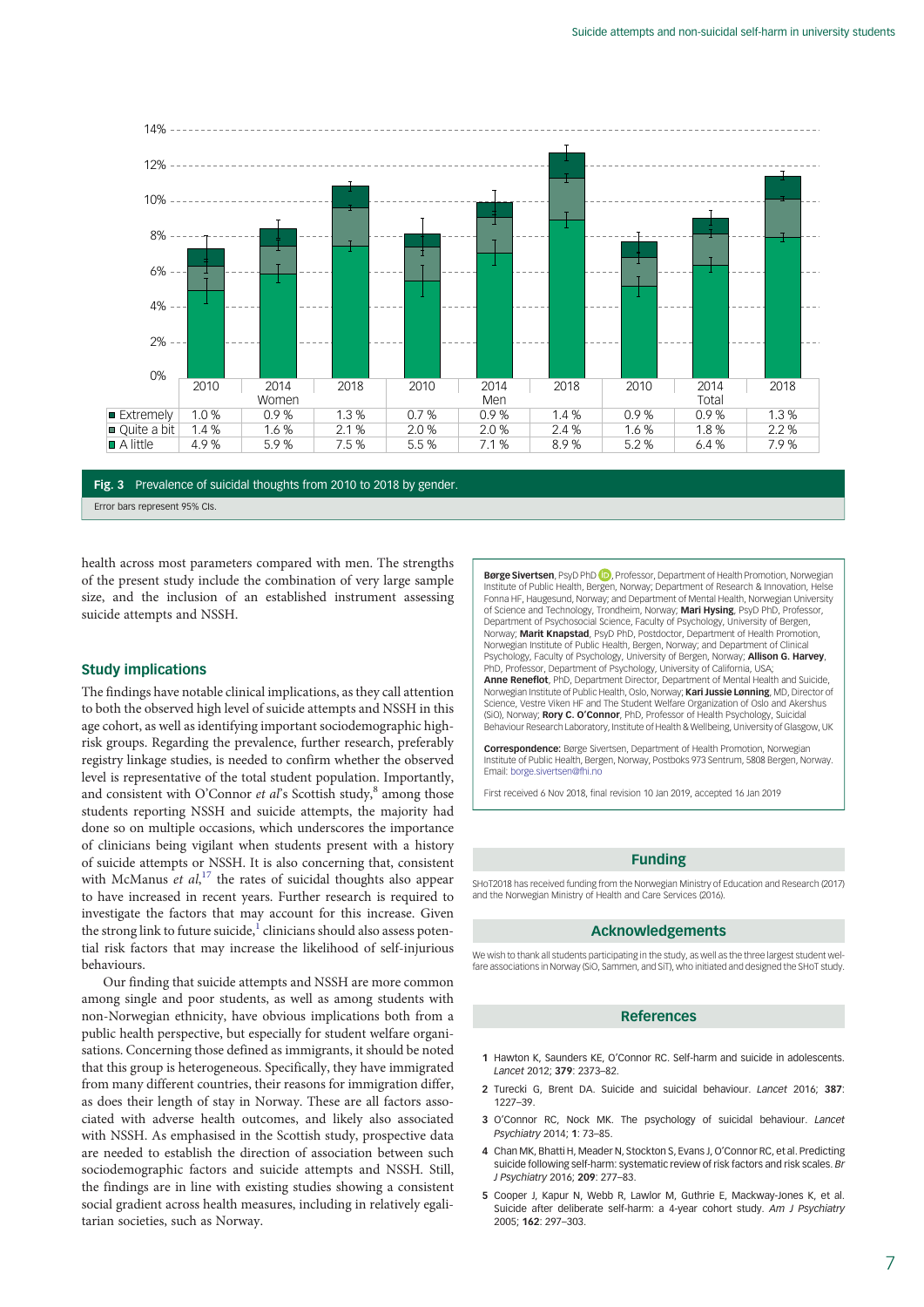14%
12%
10%
8%
6%
4%
2%
0%

2010 2014 2018 — Women
2010 2014 2018 — Men
2010 2014 2018 — Total

Extremely 1.0 % 0.9 % 1.3 % 0.7 % 0.9 % 1.4 % 0.9 % 0.9 % 1.3 %
Quite a bit 1.4 % 1.6 % 2.1 % 2.0 % 2.0 % 2.4 % 1.6 % 1.8 % 2.2 %
A little 4.9 % 5.9 % 7.5 % 5.5 % 7.1 % 8.9 % 5.2 % 6.4 % 7.9 %

**Fig. 3** Prevalence of suicidal thoughts from 2010 to 2018 by gender.

Error bars represent 95% CIs.

health across most parameters compared with men. The strengths of the present study include the combination of very large sample size, and the inclusion of an established instrument assessing suicide attempts and NSSH.

## Study implications

The findings have notable clinical implications, as they call attention to both the observed high level of suicide attempts and NSSH in this age cohort, as well as identifying important sociodemographic high-risk groups. Regarding the prevalence, further research, preferably registry linkage studies, is needed to confirm whether the observed level is representative of the total student population. Importantly, and consistent with O'Connor *et al*'s Scottish study,[8] among those students reporting NSSH and suicide attempts, the majority had done so on multiple occasions, which underscores the importance of clinicians being vigilant when students present with a history of suicide attempts or NSSH. It is also concerning that, consistent with McManus *et al*,[17] the rates of suicidal thoughts also appear to have increased in recent years. Further research is required to investigate the factors that may account for this increase. Given the strong link to future suicide,[1] clinicians should also assess potential risk factors that may increase the likelihood of self-injurious behaviours.

Our finding that suicide attempts and NSSH are more common among single and poor students, as well as among students with non-Norwegian ethnicity, have obvious implications both from a public health perspective, but especially for student welfare organisations. Concerning those defined as immigrants, it should be noted that this group is heterogeneous. Specifically, they have immigrated from many different countries, their reasons for immigration differ, as does their length of stay in Norway. These are all factors associated with adverse health outcomes, and likely also associated with NSSH. As emphasised in the Scottish study, prospective data are needed to establish the direction of association between such sociodemographic factors and suicide attempts and NSSH. Still, the findings are in line with existing studies showing a consistent social gradient across health measures, including in relatively egalitarian societies, such as Norway.

**Børge Sivertsen**, PsyD PhD, Professor, Department of Health Promotion, Norwegian Institute of Public Health, Bergen, Norway; Department of Research & Innovation, Helse Fonna HF, Haugesund, Norway; and Department of Mental Health, Norwegian University of Science and Technology, Trondheim, Norway; **Mari Hysing**, PsyD PhD, Professor, Department of Psychosocial Science, Faculty of Psychology, University of Bergen, Norway; **Marit Knapstad**, PsyD PhD, Postdoctor, Department of Health Promotion, Norwegian Institute of Public Health, Bergen, Norway; and Department of Clinical Psychology, Faculty of Psychology, University of Bergen, Norway; **Allison G. Harvey**, PhD, Professor, Department of Psychology, University of California, USA; **Anne Reneflot**, PhD, Department Director, Department of Mental Health and Suicide, Norwegian Institute of Public Health, Oslo, Norway; **Kari Jussie Lønning**, MD, Director of Science, Vestre Viken HF and The Student Welfare Organization of Oslo and Akershus (SiO), Norway; **Rory C. O'Connor**, PhD, Professor of Health Psychology, Suicidal Behaviour Research Laboratory, Institute of Health & Wellbeing, University of Glasgow, UK

**Correspondence:** Børge Sivertsen, Department of Health Promotion, Norwegian Institute of Public Health, Bergen, Norway, Postboks 973 Sentrum, 5808 Bergen, Norway. Email: borge.sivertsen@fhi.no

First received 6 Nov 2018, final revision 10 Jan 2019, accepted 16 Jan 2019

## Funding

SHoT2018 has received funding from the Norwegian Ministry of Education and Research (2017) and the Norwegian Ministry of Health and Care Services (2016).

## Acknowledgements

We wish to thank all students participating in the study, as well as the three largest student welfare associations in Norway (SiO, Sammen, and SiT), who initiated and designed the SHoT study.

## References

1. Hawton K, Saunders KE, O'Connor RC. Self-harm and suicide in adolescents. *Lancet* 2012; **379**: 2373–82.
2. Turecki G, Brent DA. Suicide and suicidal behaviour. *Lancet* 2016; **387**: 1227–39.
3. O'Connor RC, Nock MK. The psychology of suicidal behaviour. *Lancet Psychiatry* 2014; **1**: 73–85.
4. Chan MK, Bhatti H, Meader N, Stockton S, Evans J, O'Connor RC, et al. Predicting suicide following self-harm: systematic review of risk factors and risk scales. *Br J Psychiatry* 2016; **209**: 277–83.
5. Cooper J, Kapur N, Webb R, Lawlor M, Guthrie E, Mackway-Jones K, et al. Suicide after deliberate self-harm: a 4-year cohort study. *Am J Psychiatry* 2005; **162**: 297–303.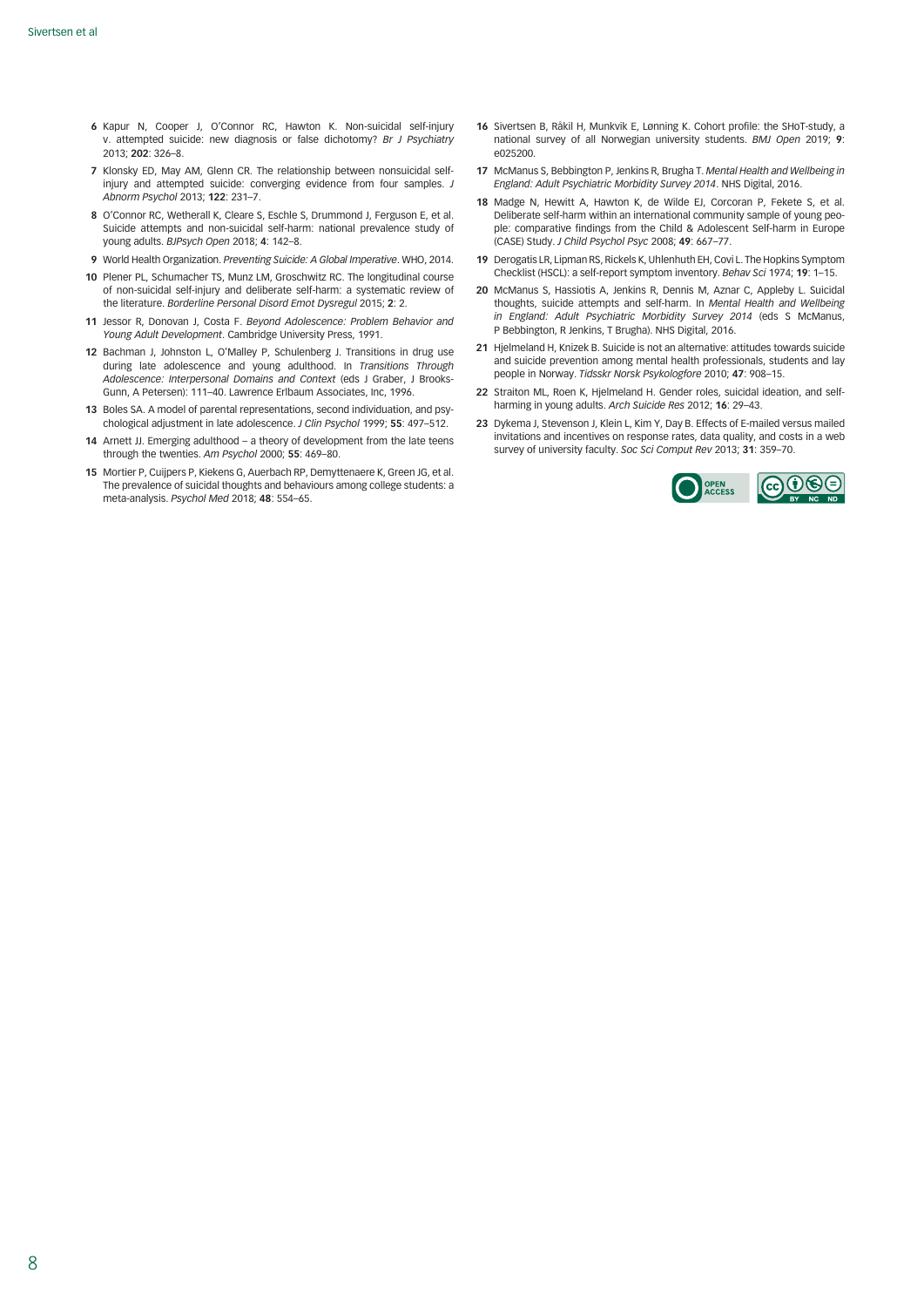6 Kapur N, Cooper J, O'Connor RC, Hawton K. Non-suicidal self-injury v. attempted suicide: new diagnosis or false dichotomy? *Br J Psychiatry* 2013; **202**: 326–8.

7 Klonsky ED, May AM, Glenn CR. The relationship between nonsuicidal self-injury and attempted suicide: converging evidence from four samples. *J Abnorm Psychol* 2013; **122**: 231–7.

8 O'Connor RC, Wetherall K, Cleare S, Eschle S, Drummond J, Ferguson E, et al. Suicide attempts and non-suicidal self-harm: national prevalence study of young adults. *BJPsych Open* 2018; **4**: 142–8.

9 World Health Organization. *Preventing Suicide: A Global Imperative*. WHO, 2014.

10 Plener PL, Schumacher TS, Munz LM, Groschwitz RC. The longitudinal course of non-suicidal self-injury and deliberate self-harm: a systematic review of the literature. *Borderline Personal Disord Emot Dysregul* 2015; **2**: 2.

11 Jessor R, Donovan J, Costa F. *Beyond Adolescence: Problem Behavior and Young Adult Development*. Cambridge University Press, 1991.

12 Bachman J, Johnston L, O'Malley P, Schulenberg J. Transitions in drug use during late adolescence and young adulthood. In *Transitions Through Adolescence: Interpersonal Domains and Context* (eds J Graber, J Brooks-Gunn, A Petersen): 111–40. Lawrence Erlbaum Associates, Inc, 1996.

13 Boles SA. A model of parental representations, second individuation, and psychological adjustment in late adolescence. *J Clin Psychol* 1999; **55**: 497–512.

14 Arnett JJ. Emerging adulthood – a theory of development from the late teens through the twenties. *Am Psychol* 2000; **55**: 469–80.

15 Mortier P, Cuijpers P, Kiekens G, Auerbach RP, Demyttenaere K, Green JG, et al. The prevalence of suicidal thoughts and behaviours among college students: a meta-analysis. *Psychol Med* 2018; **48**: 554–65.

16 Sivertsen B, Råkil H, Munkvik E, Lønning K. Cohort profile: the SHoT-study, a national survey of all Norwegian university students. *BMJ Open* 2019; **9**: e025200.

17 McManus S, Bebbington P, Jenkins R, Brugha T. *Mental Health and Wellbeing in England: Adult Psychiatric Morbidity Survey 2014*. NHS Digital, 2016.

18 Madge N, Hewitt A, Hawton K, de Wilde EJ, Corcoran P, Fekete S, et al. Deliberate self-harm within an international community sample of young people: comparative findings from the Child & Adolescent Self-harm in Europe (CASE) Study. *J Child Psychol Psyc* 2008; **49**: 667–77.

19 Derogatis LR, Lipman RS, Rickels K, Uhlenhuth EH, Covi L. The Hopkins Symptom Checklist (HSCL): a self-report symptom inventory. *Behav Sci* 1974; **19**: 1–15.

20 McManus S, Hassiotis A, Jenkins R, Dennis M, Aznar C, Appleby L. Suicidal thoughts, suicide attempts and self-harm. In *Mental Health and Wellbeing in England: Adult Psychiatric Morbidity Survey 2014* (eds S McManus, P Bebbington, R Jenkins, T Brugha). NHS Digital, 2016.

21 Hjelmeland H, Knizek B. Suicide is not an alternative: attitudes towards suicide and suicide prevention among mental health professionals, students and lay people in Norway. *Tidsskr Norsk Psykologfore* 2010; **47**: 908–15.

22 Straiton ML, Roen K, Hjelmeland H. Gender roles, suicidal ideation, and self-harming in young adults. *Arch Suicide Res* 2012; **16**: 29–43.

23 Dykema J, Stevenson J, Klein L, Kim Y, Day B. Effects of E-mailed versus mailed invitations and incentives on response rates, data quality, and costs in a web survey of university faculty. *Soc Sci Comput Rev* 2013; **31**: 359–70.